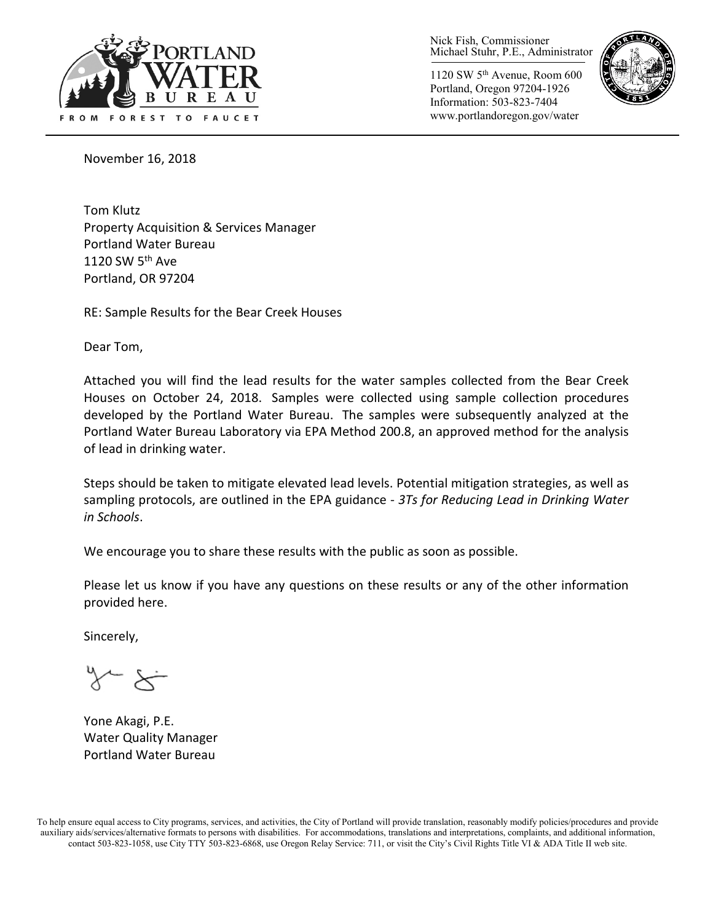Nick Fish, Commissioner
Michael Stuhr, P.E., Administrator

1120 SW 5th Avenue, Room 600
Portland, Oregon 97204-1926
Information: 503-823-7404
www.portlandoregon.gov/water

PORTLAND WATER BUREAU
FROM FOREST TO FAUCET

November 16, 2018

Tom Klutz
Property Acquisition & Services Manager
Portland Water Bureau
1120 SW 5th Ave
Portland, OR 97204

RE: Sample Results for the Bear Creek Houses

Dear Tom,

Attached you will find the lead results for the water samples collected from the Bear Creek Houses on October 24, 2018. Samples were collected using sample collection procedures developed by the Portland Water Bureau. The samples were subsequently analyzed at the Portland Water Bureau Laboratory via EPA Method 200.8, an approved method for the analysis of lead in drinking water.

Steps should be taken to mitigate elevated lead levels. Potential mitigation strategies, as well as sampling protocols, are outlined in the EPA guidance - *3Ts for Reducing Lead in Drinking Water in Schools*.

We encourage you to share these results with the public as soon as possible.

Please let us know if you have any questions on these results or any of the other information provided here.

Sincerely,

Yone Akagi, P.E.
Water Quality Manager
Portland Water Bureau

To help ensure equal access to City programs, services, and activities, the City of Portland will provide translation, reasonably modify policies/procedures and provide auxiliary aids/services/alternative formats to persons with disabilities. For accommodations, translations and interpretations, complaints, and additional information, contact 503-823-1058, use City TTY 503-823-6868, use Oregon Relay Service: 711, or visit the City's Civil Rights Title VI & ADA Title II web site.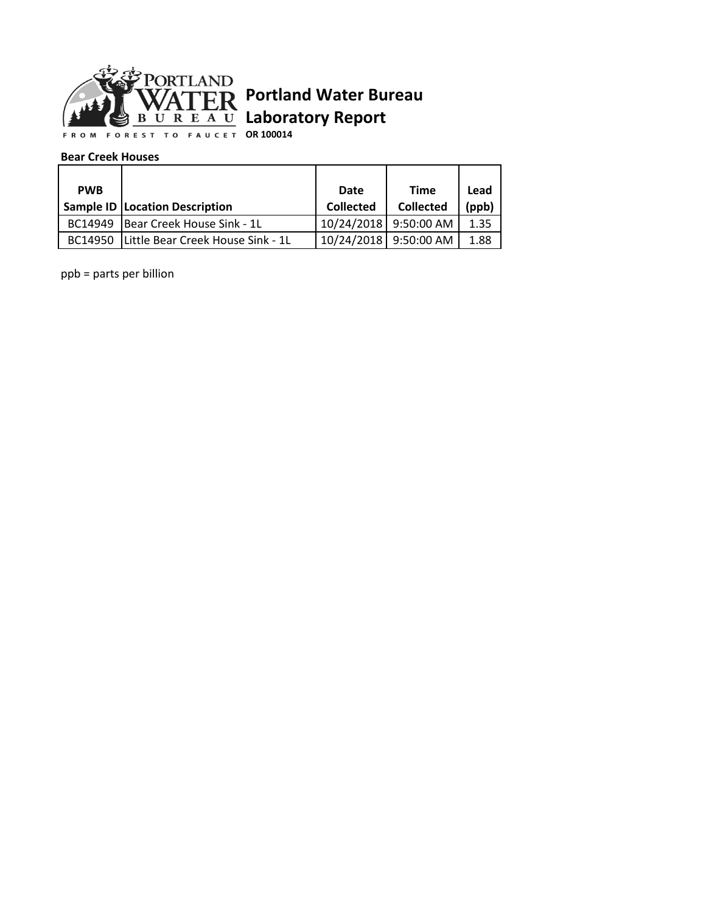# Portland Water Bureau Laboratory Report

FROM FOREST TO FAUCET **OR 100014**

**Bear Creek Houses**

| PWB Sample ID | Location Description | Date Collected | Time Collected | Lead (ppb) |
|---|---|---|---|---|
| BC14949 | Bear Creek House Sink - 1L | 10/24/2018 | 9:50:00 AM | 1.35 |
| BC14950 | Little Bear Creek House Sink - 1L | 10/24/2018 | 9:50:00 AM | 1.88 |

ppb = parts per billion